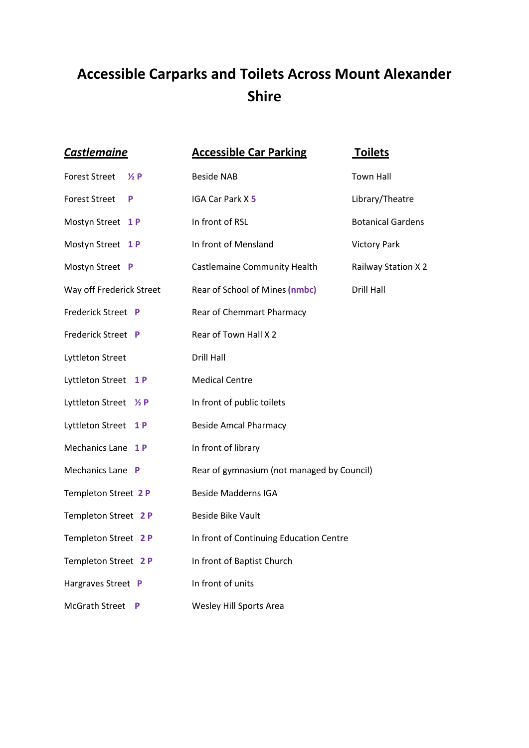# Accessible Carparks and Toilets Across Mount Alexander Shire

| ***Castlemaine*** | **Accessible Car Parking** | **Toilets** |
|---|---|---|
| Forest Street **½ P** | Beside NAB | Town Hall |
| Forest Street **P** | IGA Car Park X **5** | Library/Theatre |
| Mostyn Street **1 P** | In front of RSL | Botanical Gardens |
| Mostyn Street **1 P** | In front of Mensland | Victory Park |
| Mostyn Street **P** | Castlemaine Community Health | Railway Station X 2 |
| Way off Frederick Street | Rear of School of Mines **(nmbc)** | Drill Hall |
| Frederick Street **P** | Rear of Chemmart Pharmacy | |
| Frederick Street **P** | Rear of Town Hall X 2 | |
| Lyttleton Street | Drill Hall | |
| Lyttleton Street **1 P** | Medical Centre | |
| Lyttleton Street **½ P** | In front of public toilets | |
| Lyttleton Street **1 P** | Beside Amcal Pharmacy | |
| Mechanics Lane **1 P** | In front of library | |
| Mechanics Lane **P** | Rear of gymnasium (not managed by Council) | |
| Templeton Street **2 P** | Beside Madderns IGA | |
| Templeton Street **2 P** | Beside Bike Vault | |
| Templeton Street **2 P** | In front of Continuing Education Centre | |
| Templeton Street **2 P** | In front of Baptist Church | |
| Hargraves Street **P** | In front of units | |
| McGrath Street **P** | Wesley Hill Sports Area | |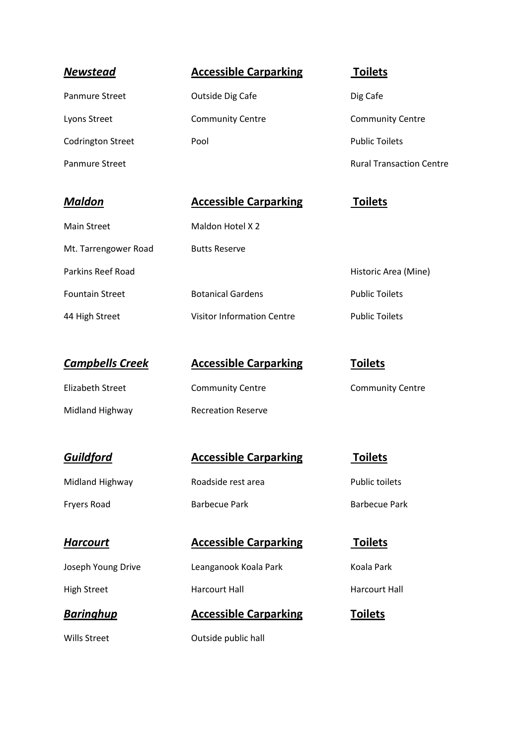| ***Newstead*** | **Accessible Carparking** | **Toilets** |
| --- | --- | --- |
| Panmure Street | Outside Dig Cafe | Dig Cafe |
| Lyons Street | Community Centre | Community Centre |
| Codrington Street | Pool | Public Toilets |
| Panmure Street | | Rural Transaction Centre |

| ***Maldon*** | **Accessible Carparking** | **Toilets** |
| --- | --- | --- |
| Main Street | Maldon Hotel X 2 | |
| Mt. Tarrengower Road | Butts Reserve | |
| Parkins Reef Road | | Historic Area (Mine) |
| Fountain Street | Botanical Gardens | Public Toilets |
| 44 High Street | Visitor Information Centre | Public Toilets |

| ***Campbells Creek*** | **Accessible Carparking** | **Toilets** |
| --- | --- | --- |
| Elizabeth Street | Community Centre | Community Centre |
| Midland Highway | Recreation Reserve | |

| ***Guildford*** | **Accessible Carparking** | **Toilets** |
| --- | --- | --- |
| Midland Highway | Roadside rest area | Public toilets |
| Fryers Road | Barbecue Park | Barbecue Park |

| ***Harcourt*** | **Accessible Carparking** | **Toilets** |
| --- | --- | --- |
| Joseph Young Drive | Leanganook Koala Park | Koala Park |
| High Street | Harcourt Hall | Harcourt Hall |

| ***Baringhup*** | **Accessible Carparking** | **Toilets** |
| --- | --- | --- |
| Wills Street | Outside public hall | |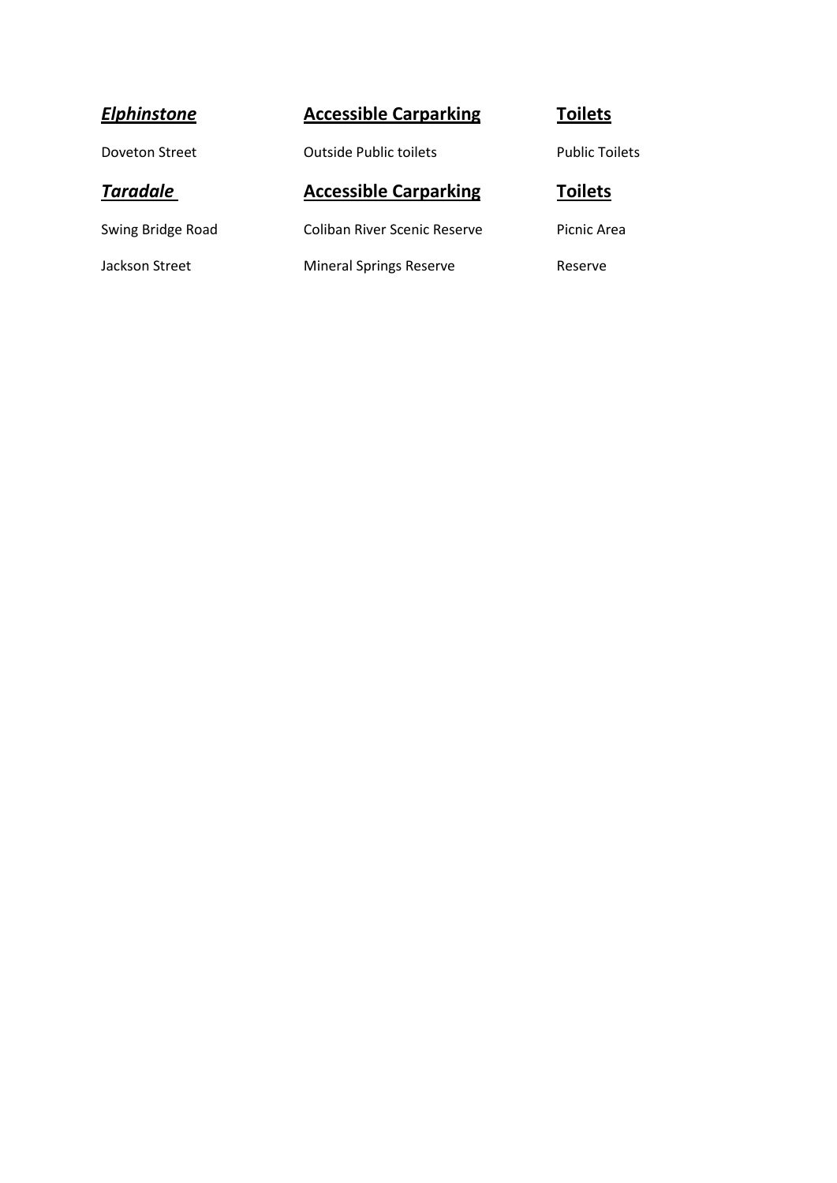| ***Elphinstone*** | **Accessible Carparking** | **Toilets** |
|---|---|---|
| Doveton Street | Outside Public toilets | Public Toilets |
| ***Taradale*** | **Accessible Carparking** | **Toilets** |
| Swing Bridge Road | Coliban River Scenic Reserve | Picnic Area |
| Jackson Street | Mineral Springs Reserve | Reserve |